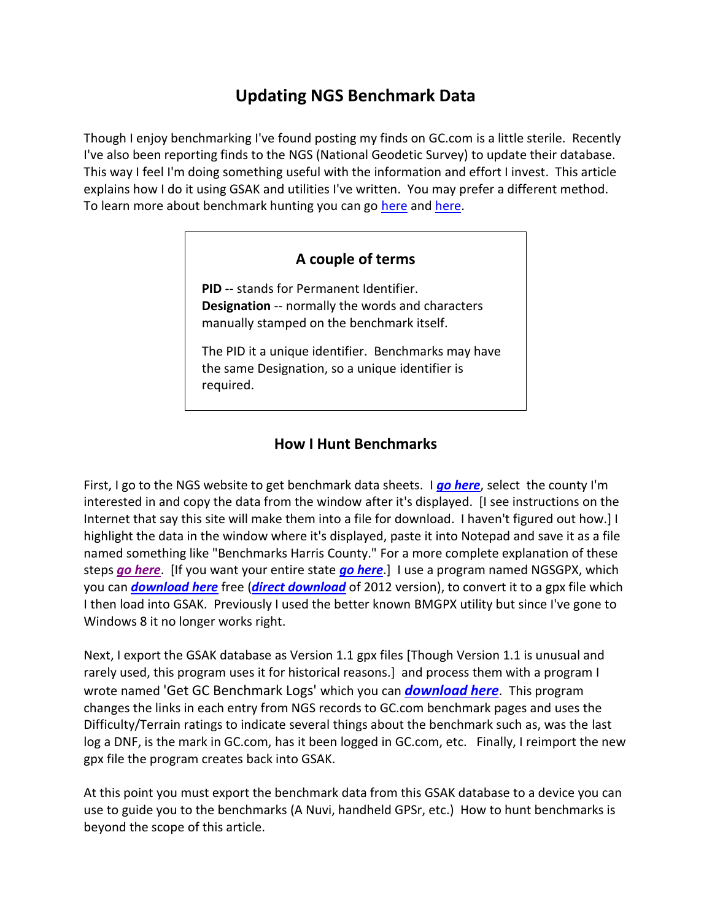# Updating NGS Benchmark Data

Though I enjoy benchmarking I've found posting my finds on GC.com is a little sterile. Recently I've also been reporting finds to the NGS (National Geodetic Survey) to update their database. This way I feel I'm doing something useful with the information and effort I invest. This article explains how I do it using GSAK and utilities I've written. You may prefer a different method. To learn more about benchmark hunting you can go here and here.

> ### A couple of terms
>
> **PID** -- stands for Permanent Identifier.
> **Designation** -- normally the words and characters manually stamped on the benchmark itself.
>
> The PID it a unique identifier. Benchmarks may have the same Designation, so a unique identifier is required.

### How I Hunt Benchmarks

First, I go to the NGS website to get benchmark data sheets. I ***go here***, select the county I'm interested in and copy the data from the window after it's displayed. [I see instructions on the Internet that say this site will make them into a file for download. I haven't figured out how.] I highlight the data in the window where it's displayed, paste it into Notepad and save it as a file named something like "Benchmarks Harris County." For a more complete explanation of these steps ***go here***. [If you want your entire state ***go here***.] I use a program named NGSGPX, which you can ***download here*** free (***direct download*** of 2012 version), to convert it to a gpx file which I then load into GSAK. Previously I used the better known BMGPX utility but since I've gone to Windows 8 it no longer works right.

Next, I export the GSAK database as Version 1.1 gpx files [Though Version 1.1 is unusual and rarely used, this program uses it for historical reasons.] and process them with a program I wrote named 'Get GC Benchmark Logs' which you can ***download here***. This program changes the links in each entry from NGS records to GC.com benchmark pages and uses the Difficulty/Terrain ratings to indicate several things about the benchmark such as, was the last log a DNF, is the mark in GC.com, has it been logged in GC.com, etc. Finally, I reimport the new gpx file the program creates back into GSAK.

At this point you must export the benchmark data from this GSAK database to a device you can use to guide you to the benchmarks (A Nuvi, handheld GPSr, etc.) How to hunt benchmarks is beyond the scope of this article.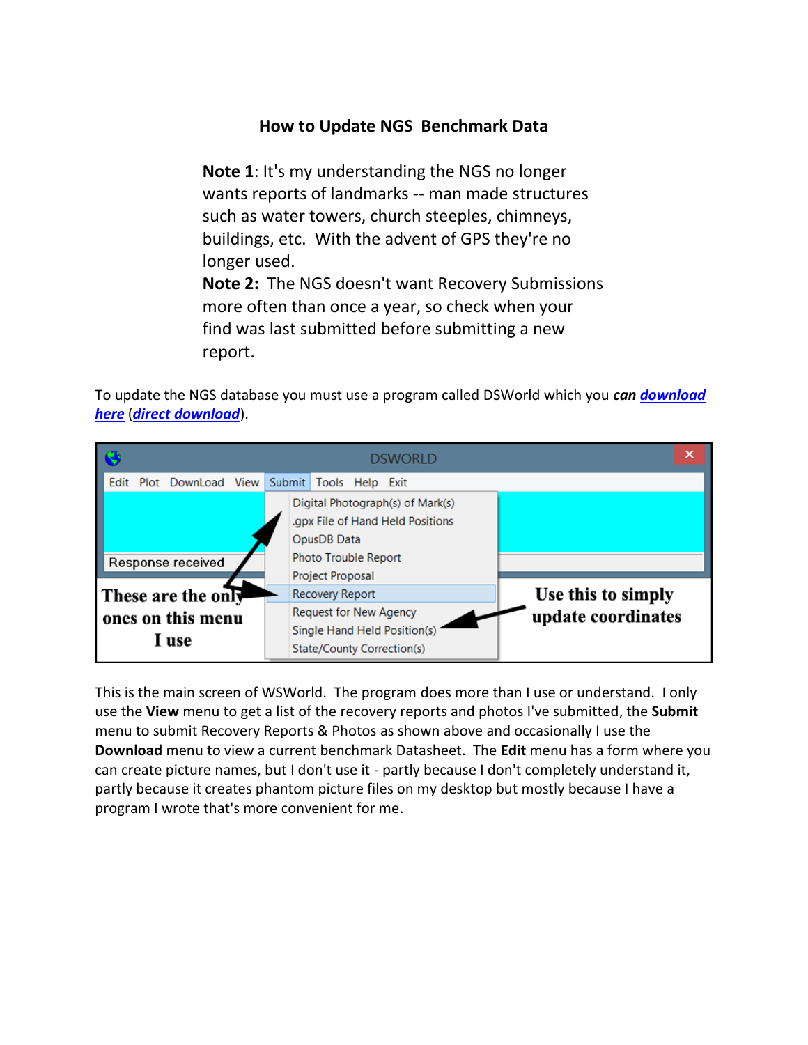# How to Update NGS Benchmark Data

**Note 1**: It's my understanding the NGS no longer wants reports of landmarks -- man made structures such as water towers, church steeples, chimneys, buildings, etc. With the advent of GPS they're no longer used.
**Note 2:** The NGS doesn't want Recovery Submissions more often than once a year, so check when your find was last submitted before submitting a new report.

To update the NGS database you must use a program called DSWorld which you ***can*** ***download here*** (***direct download***).

This is the main screen of WSWorld. The program does more than I use or understand. I only use the **View** menu to get a list of the recovery reports and photos I've submitted, the **Submit** menu to submit Recovery Reports & Photos as shown above and occasionally I use the **Download** menu to view a current benchmark Datasheet. The **Edit** menu has a form where you can create picture names, but I don't use it - partly because I don't completely understand it, partly because it creates phantom picture files on my desktop but mostly because I have a program I wrote that's more convenient for me.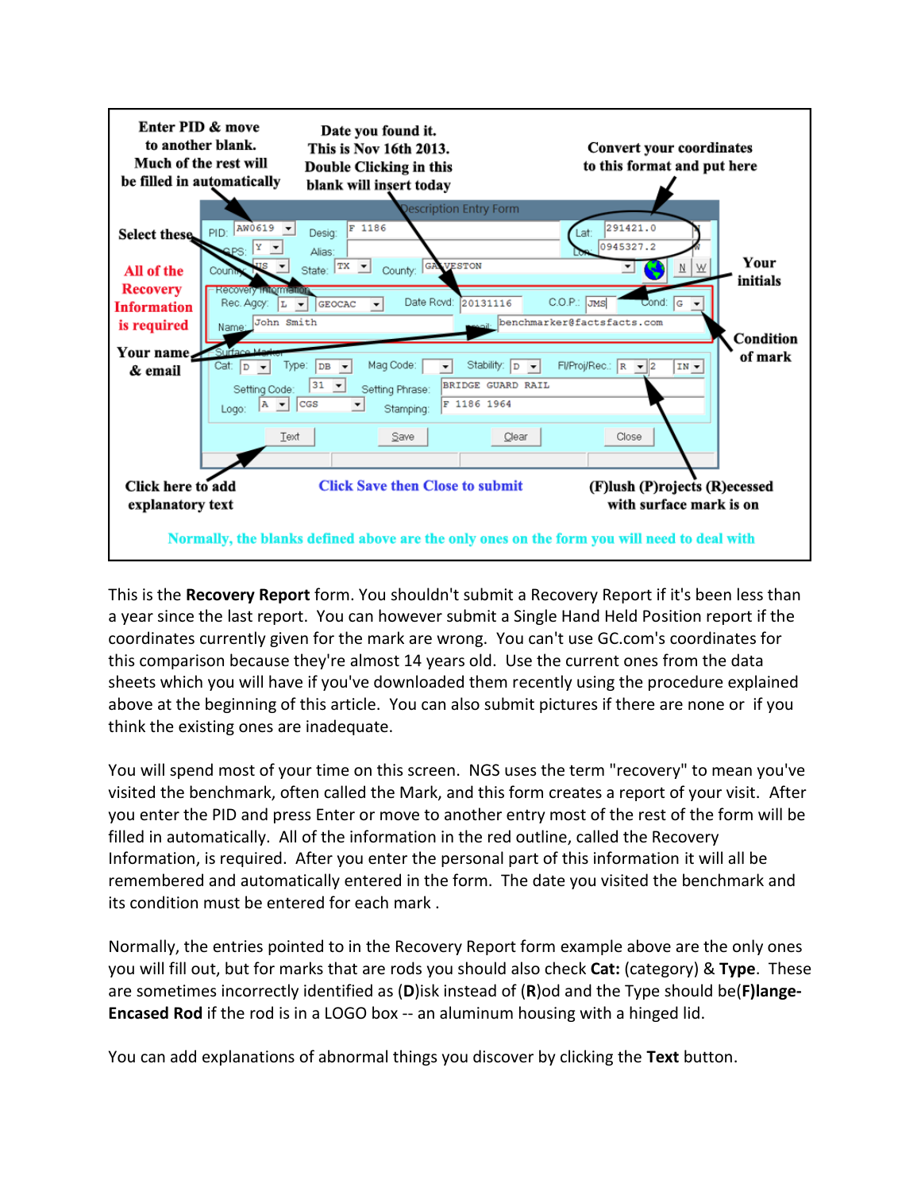Enter PID & move to another blank. Much of the rest will be filled in automatically

Date you found it. This is Nov 16th 2013. Double Clicking in this blank will insert today

Convert your coordinates to this format and put here

Select these

All of the Recovery Information is required

Your name & email

Your initials

Condition of mark

Click here to add explanatory text

Click Save then Close to submit

(F)lush (P)rojects (R)ecessed with surface mark is on

Normally, the blanks defined above are the only ones on the form you will need to deal with

This is the **Recovery Report** form. You shouldn't submit a Recovery Report if it's been less than a year since the last report. You can however submit a Single Hand Held Position report if the coordinates currently given for the mark are wrong. You can't use GC.com's coordinates for this comparison because they're almost 14 years old. Use the current ones from the data sheets which you will have if you've downloaded them recently using the procedure explained above at the beginning of this article. You can also submit pictures if there are none or if you think the existing ones are inadequate.

You will spend most of your time on this screen. NGS uses the term "recovery" to mean you've visited the benchmark, often called the Mark, and this form creates a report of your visit. After you enter the PID and press Enter or move to another entry most of the rest of the form will be filled in automatically. All of the information in the red outline, called the Recovery Information, is required. After you enter the personal part of this information it will all be remembered and automatically entered in the form. The date you visited the benchmark and its condition must be entered for each mark .

Normally, the entries pointed to in the Recovery Report form example above are the only ones you will fill out, but for marks that are rods you should also check **Cat:** (category) & **Type**. These are sometimes incorrectly identified as (**D**)isk instead of (**R**)od and the Type should be(**F**)**lange-Encased Rod** if the rod is in a LOGO box -- an aluminum housing with a hinged lid.

You can add explanations of abnormal things you discover by clicking the **Text** button.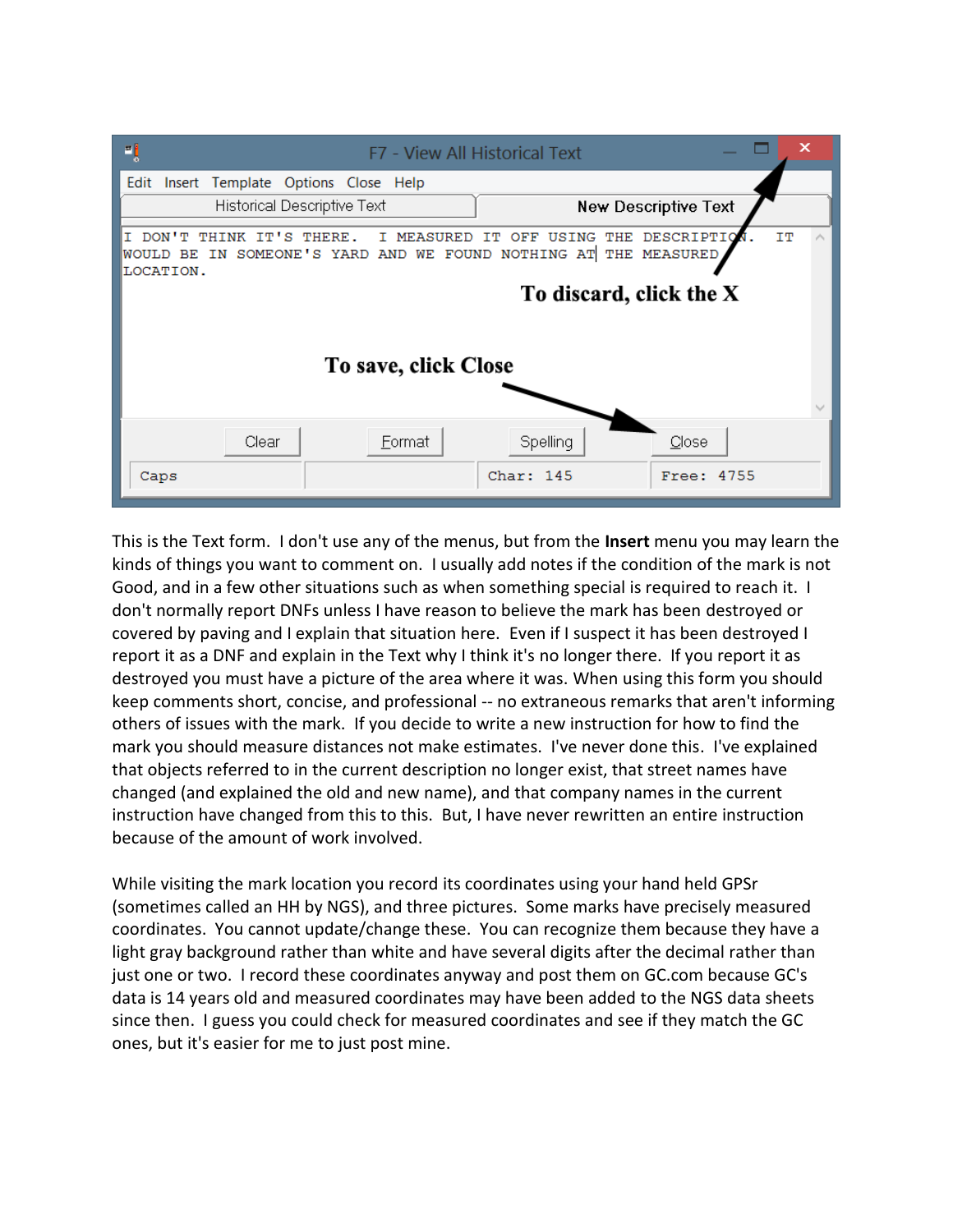This is the Text form. I don't use any of the menus, but from the **Insert** menu you may learn the kinds of things you want to comment on. I usually add notes if the condition of the mark is not Good, and in a few other situations such as when something special is required to reach it. I don't normally report DNFs unless I have reason to believe the mark has been destroyed or covered by paving and I explain that situation here. Even if I suspect it has been destroyed I report it as a DNF and explain in the Text why I think it's no longer there. If you report it as destroyed you must have a picture of the area where it was. When using this form you should keep comments short, concise, and professional -- no extraneous remarks that aren't informing others of issues with the mark. If you decide to write a new instruction for how to find the mark you should measure distances not make estimates. I've never done this. I've explained that objects referred to in the current description no longer exist, that street names have changed (and explained the old and new name), and that company names in the current instruction have changed from this to this. But, I have never rewritten an entire instruction because of the amount of work involved.

While visiting the mark location you record its coordinates using your hand held GPSr (sometimes called an HH by NGS), and three pictures. Some marks have precisely measured coordinates. You cannot update/change these. You can recognize them because they have a light gray background rather than white and have several digits after the decimal rather than just one or two. I record these coordinates anyway and post them on GC.com because GC's data is 14 years old and measured coordinates may have been added to the NGS data sheets since then. I guess you could check for measured coordinates and see if they match the GC ones, but it's easier for me to just post mine.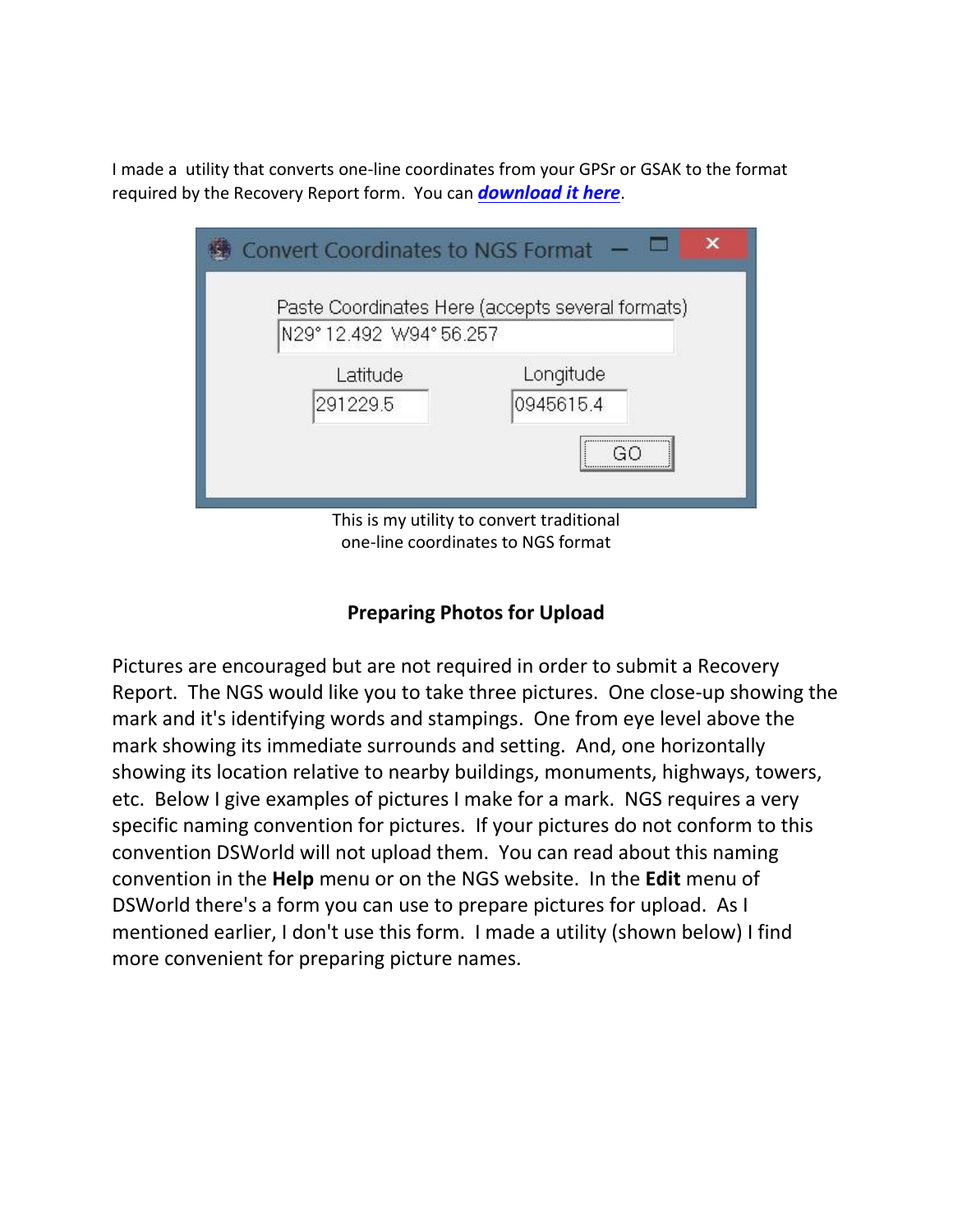I made a utility that converts one-line coordinates from your GPSr or GSAK to the format required by the Recovery Report form. You can ***download it here***.

This is my utility to convert traditional one-line coordinates to NGS format

## Preparing Photos for Upload

Pictures are encouraged but are not required in order to submit a Recovery Report. The NGS would like you to take three pictures. One close-up showing the mark and it's identifying words and stampings. One from eye level above the mark showing its immediate surrounds and setting. And, one horizontally showing its location relative to nearby buildings, monuments, highways, towers, etc. Below I give examples of pictures I make for a mark. NGS requires a very specific naming convention for pictures. If your pictures do not conform to this convention DSWorld will not upload them. You can read about this naming convention in the **Help** menu or on the NGS website. In the **Edit** menu of DSWorld there's a form you can use to prepare pictures for upload. As I mentioned earlier, I don't use this form. I made a utility (shown below) I find more convenient for preparing picture names.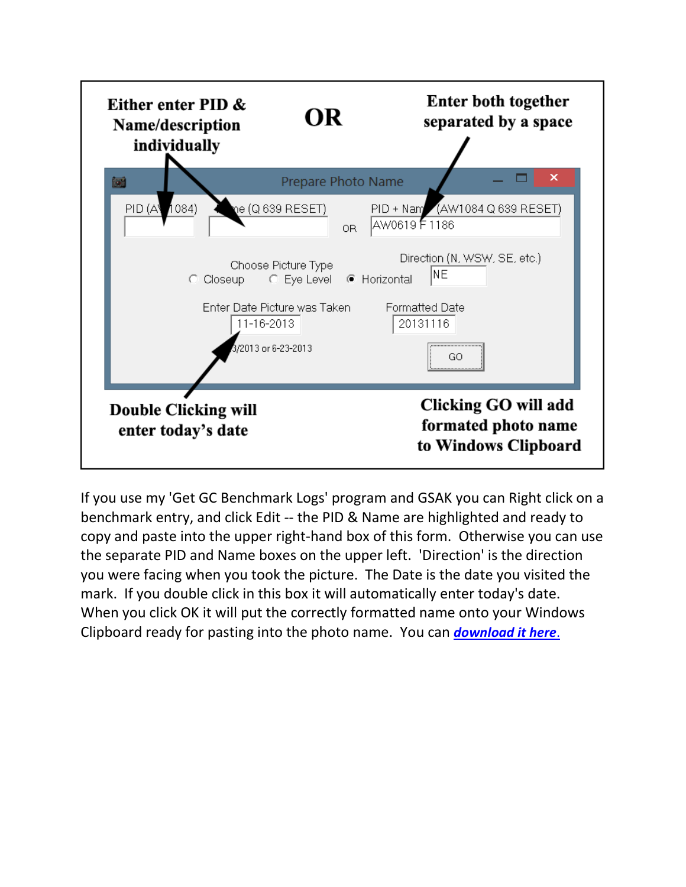Either enter PID & Name/description individually

OR

Enter both together separated by a space

Prepare Photo Name

PID (AW1084) Name (Q 639 RESET) OR PID + Name (AW1084 Q 639 RESET)

AW0619 F 1186

Choose Picture Type: Closeup, Eye Level, Horizontal

Direction (N, WSW, SE, etc.) NE

Enter Date Picture was Taken: 11-16-2013

6/23/2013 or 6-23-2013

Formatted Date: 20131116

GO

Double Clicking will enter today's date

Clicking GO will add formated photo name to Windows Clipboard

If you use my 'Get GC Benchmark Logs' program and GSAK you can Right click on a benchmark entry, and click Edit -- the PID & Name are highlighted and ready to copy and paste into the upper right-hand box of this form. Otherwise you can use the separate PID and Name boxes on the upper left. 'Direction' is the direction you were facing when you took the picture. The Date is the date you visited the mark. If you double click in this box it will automatically enter today's date. When you click OK it will put the correctly formatted name onto your Windows Clipboard ready for pasting into the photo name. You can ***download it here***.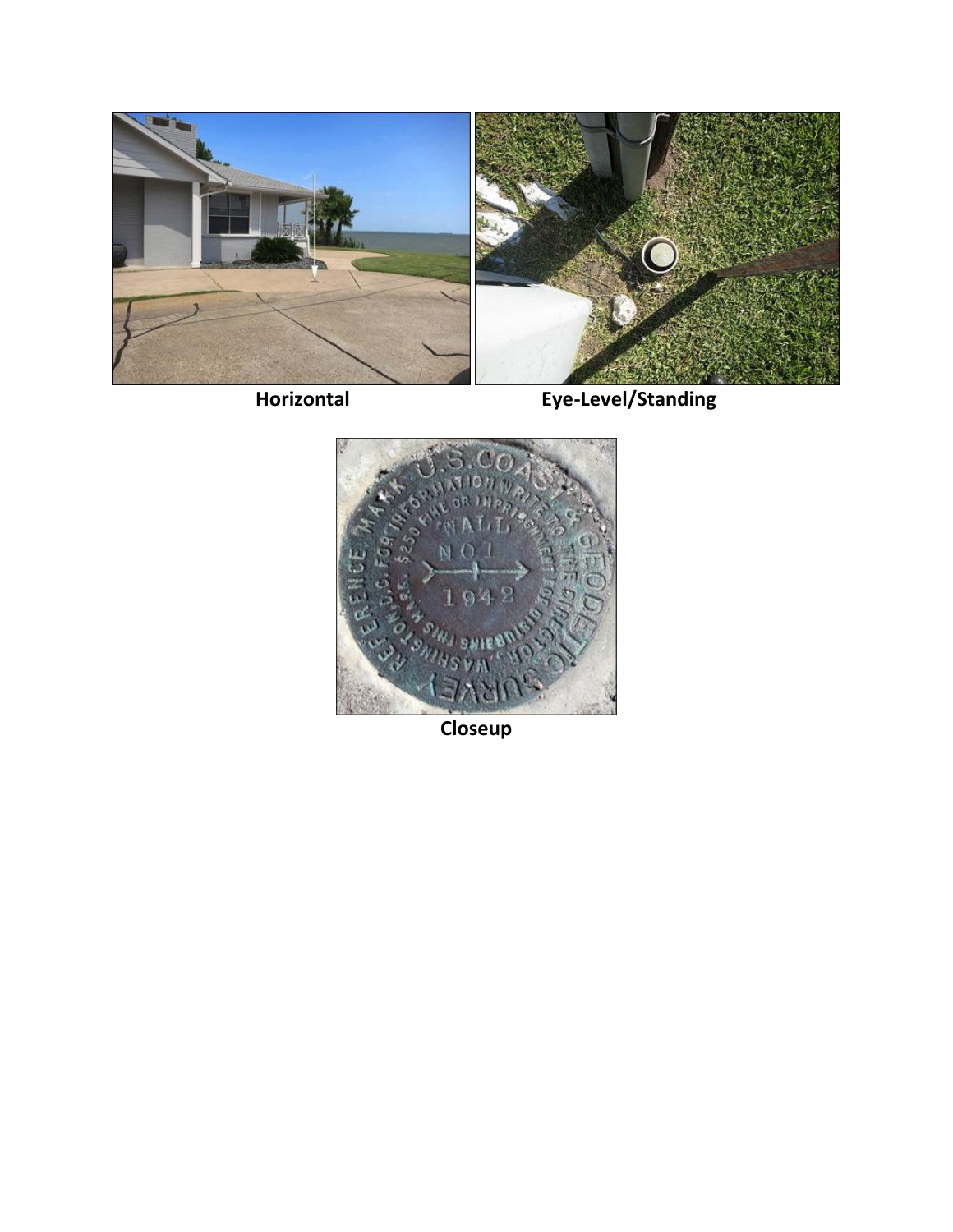Horizontal

Eye-Level/Standing

Closeup